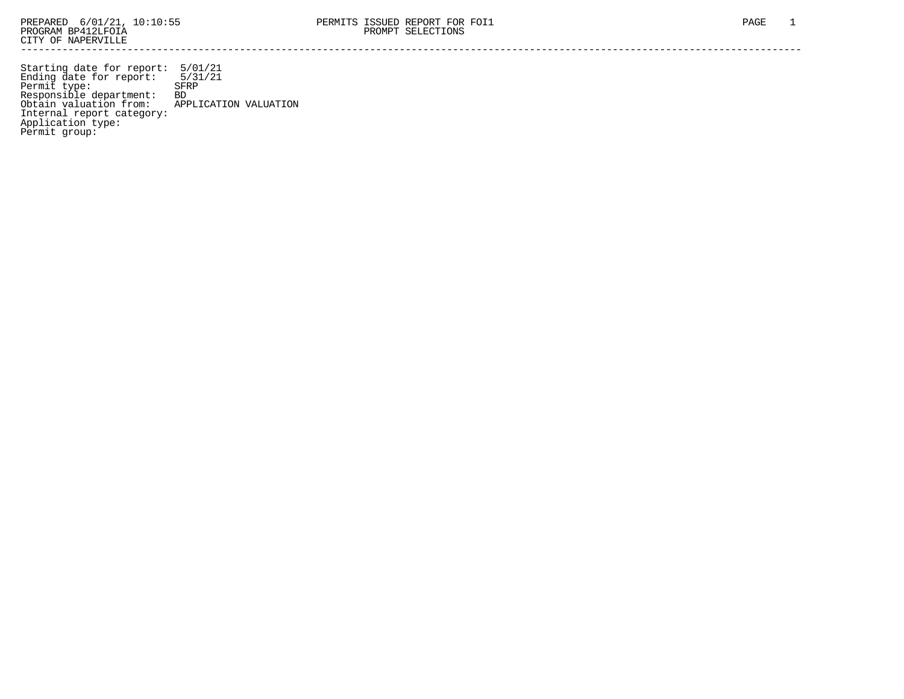PREPARED 6/01/21, 10:10:55
PROGRAM BP412LFOIA
CITY OF NAPERVILLE

PERMITS ISSUED REPORT FOR FOI1
PROMPT SELECTIONS

---

Starting date for report: 5/01/21
Ending date for report: 5/31/21
Permit type: SFRP
Responsible department: BD
Obtain valuation from: APPLICATION VALUATION
Internal report category:
Application type:
Permit group: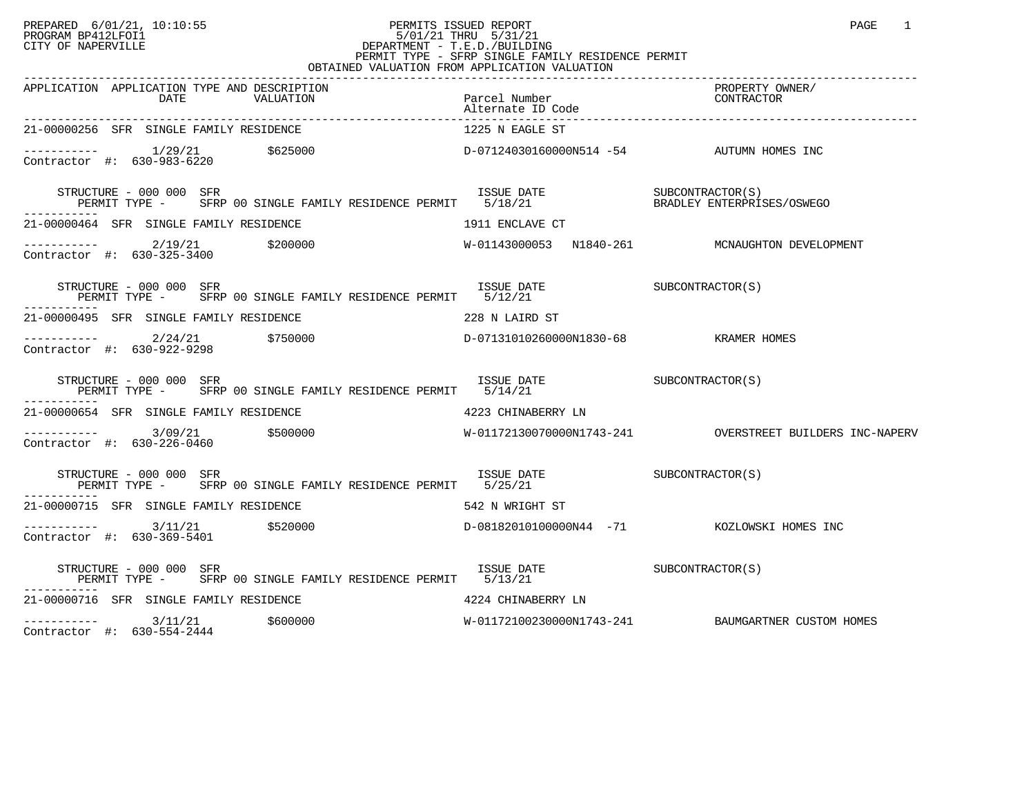PREPARED 6/01/21, 10:10:55
PROGRAM BP412LFOI1
CITY OF NAPERVILLE

# PERMITS ISSUED REPORT

5/01/21 THRU 5/31/21
DEPARTMENT - T.E.D./BUILDING
PERMIT TYPE - SFRP SINGLE FAMILY RESIDENCE PERMIT
OBTAINED VALUATION FROM APPLICATION VALUATION

| APPLICATION | APPLICATION TYPE AND DESCRIPTION DATE | VALUATION | Parcel Number / Alternate ID Code | PROPERTY OWNER/ CONTRACTOR |
|---|---|---|---|---|
| 21-00000256 SFR SINGLE FAMILY RESIDENCE | | | 1225 N EAGLE ST | |
| ----------- Contractor #: 630-983-6220 | 1/29/21 | $625000 | D-07124030160000N514 -54 | AUTUMN HOMES INC |
| STRUCTURE - 000 000 SFR PERMIT TYPE - SFRP 00 SINGLE FAMILY RESIDENCE PERMIT | | | ISSUE DATE 5/18/21 | SUBCONTRACTOR(S) BRADLEY ENTERPRISES/OSWEGO |
| 21-00000464 SFR SINGLE FAMILY RESIDENCE | | | 1911 ENCLAVE CT | |
| ----------- Contractor #: 630-325-3400 | 2/19/21 | $200000 | W-01143000053 N1840-261 | MCNAUGHTON DEVELOPMENT |
| STRUCTURE - 000 000 SFR PERMIT TYPE - SFRP 00 SINGLE FAMILY RESIDENCE PERMIT | | | ISSUE DATE 5/12/21 | SUBCONTRACTOR(S) |
| 21-00000495 SFR SINGLE FAMILY RESIDENCE | | | 228 N LAIRD ST | |
| ----------- Contractor #: 630-922-9298 | 2/24/21 | $750000 | D-07131010260000N1830-68 | KRAMER HOMES |
| STRUCTURE - 000 000 SFR PERMIT TYPE - SFRP 00 SINGLE FAMILY RESIDENCE PERMIT | | | ISSUE DATE 5/14/21 | SUBCONTRACTOR(S) |
| 21-00000654 SFR SINGLE FAMILY RESIDENCE | | | 4223 CHINABERRY LN | |
| ----------- Contractor #: 630-226-0460 | 3/09/21 | $500000 | W-01172130070000N1743-241 | OVERSTREET BUILDERS INC-NAPERV |
| STRUCTURE - 000 000 SFR PERMIT TYPE - SFRP 00 SINGLE FAMILY RESIDENCE PERMIT | | | ISSUE DATE 5/25/21 | SUBCONTRACTOR(S) |
| 21-00000715 SFR SINGLE FAMILY RESIDENCE | | | 542 N WRIGHT ST | |
| ----------- Contractor #: 630-369-5401 | 3/11/21 | $520000 | D-08182010100000N44 -71 | KOZLOWSKI HOMES INC |
| STRUCTURE - 000 000 SFR PERMIT TYPE - SFRP 00 SINGLE FAMILY RESIDENCE PERMIT | | | ISSUE DATE 5/13/21 | SUBCONTRACTOR(S) |
| 21-00000716 SFR SINGLE FAMILY RESIDENCE | | | 4224 CHINABERRY LN | |
| ----------- Contractor #: 630-554-2444 | 3/11/21 | $600000 | W-01172100230000N1743-241 | BAUMGARTNER CUSTOM HOMES |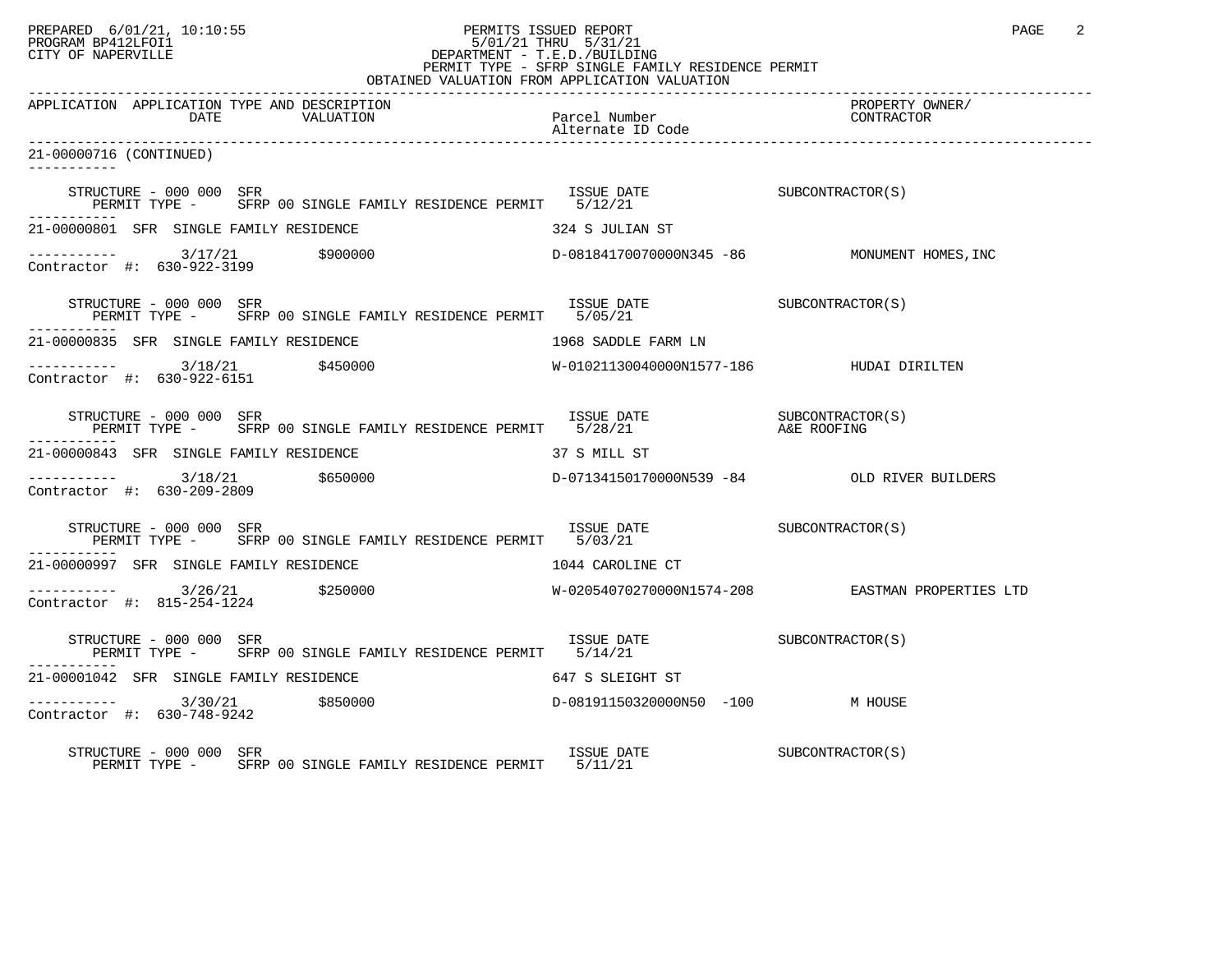PREPARED 6/01/21, 10:10:55 PERMITS ISSUED REPORT
PROGRAM BP412LFOI1 5/01/21 THRU 5/31/21
CITY OF NAPERVILLE DEPARTMENT - T.E.D./BUILDING
PERMIT TYPE - SFRP SINGLE FAMILY RESIDENCE PERMIT
OBTAINED VALUATION FROM APPLICATION VALUATION

| APPLICATION | APPLICATION TYPE AND DESCRIPTION DATE / VALUATION | Parcel Number / Alternate ID Code | PROPERTY OWNER/ CONTRACTOR |
|---|---|---|---|

21-00000716 (CONTINUED)

STRUCTURE - 000 000 SFR — ISSUE DATE 5/12/21 — SUBCONTRACTOR(S)
PERMIT TYPE - SFRP 00 SINGLE FAMILY RESIDENCE PERMIT

21-00000801 SFR SINGLE FAMILY RESIDENCE — 324 S JULIAN ST
3/17/21 $900000 — D-08184170070000N345 -86 — MONUMENT HOMES,INC
Contractor #: 630-922-3199

STRUCTURE - 000 000 SFR — ISSUE DATE 5/05/21 — SUBCONTRACTOR(S)
PERMIT TYPE - SFRP 00 SINGLE FAMILY RESIDENCE PERMIT

21-00000835 SFR SINGLE FAMILY RESIDENCE — 1968 SADDLE FARM LN
3/18/21 $450000 — W-01021130040000N1577-186 — HUDAI DIRILTEN
Contractor #: 630-922-6151

STRUCTURE - 000 000 SFR — ISSUE DATE 5/28/21 — SUBCONTRACTOR(S) A&E ROOFING
PERMIT TYPE - SFRP 00 SINGLE FAMILY RESIDENCE PERMIT

21-00000843 SFR SINGLE FAMILY RESIDENCE — 37 S MILL ST
3/18/21 $650000 — D-07134150170000N539 -84 — OLD RIVER BUILDERS
Contractor #: 630-209-2809

STRUCTURE - 000 000 SFR — ISSUE DATE 5/03/21 — SUBCONTRACTOR(S)
PERMIT TYPE - SFRP 00 SINGLE FAMILY RESIDENCE PERMIT

21-00000997 SFR SINGLE FAMILY RESIDENCE — 1044 CAROLINE CT
3/26/21 $250000 — W-02054070270000N1574-208 — EASTMAN PROPERTIES LTD
Contractor #: 815-254-1224

STRUCTURE - 000 000 SFR — ISSUE DATE 5/14/21 — SUBCONTRACTOR(S)
PERMIT TYPE - SFRP 00 SINGLE FAMILY RESIDENCE PERMIT

21-00001042 SFR SINGLE FAMILY RESIDENCE — 647 S SLEIGHT ST
3/30/21 $850000 — D-08191150320000N50 -100 — M HOUSE
Contractor #: 630-748-9242

STRUCTURE - 000 000 SFR — ISSUE DATE 5/11/21 — SUBCONTRACTOR(S)
PERMIT TYPE - SFRP 00 SINGLE FAMILY RESIDENCE PERMIT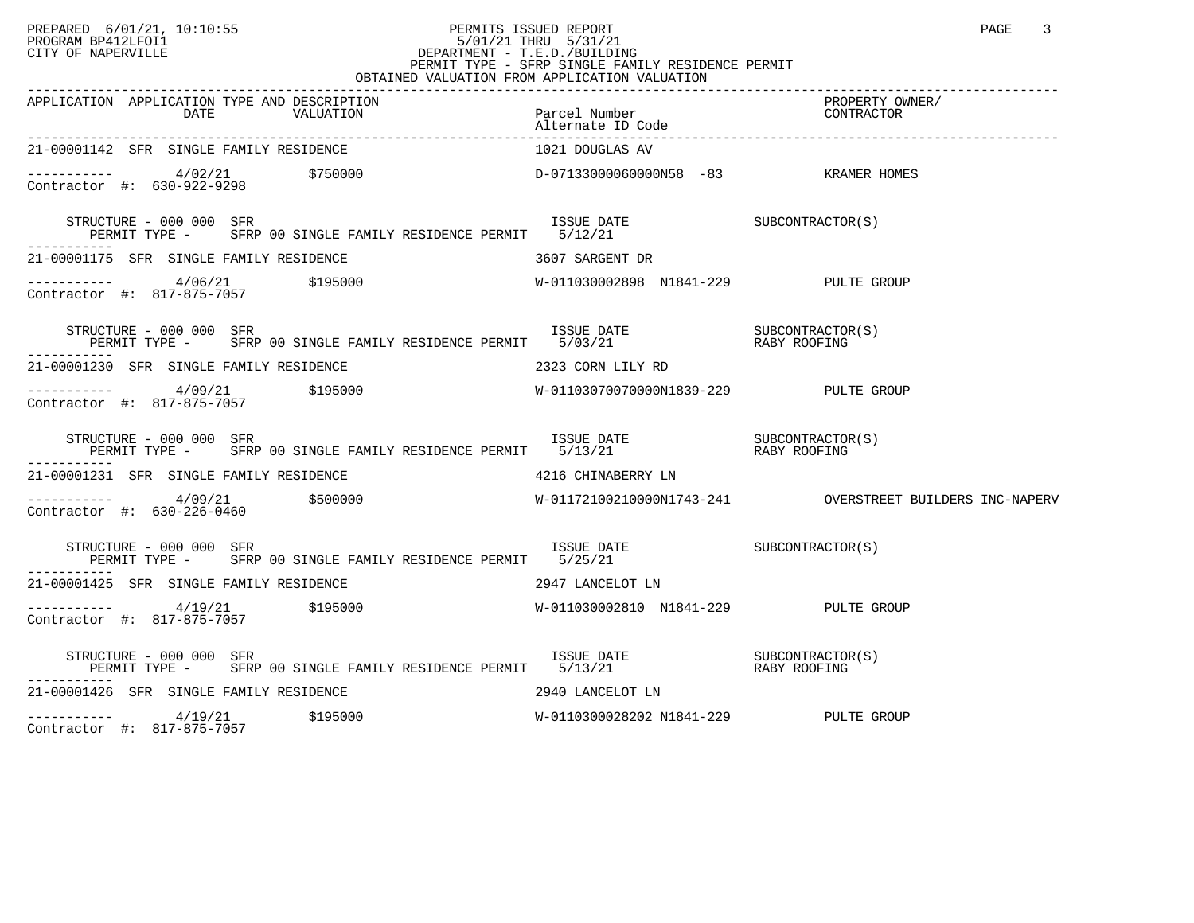PERMITS ISSUED REPORT
5/01/21 THRU 5/31/21
DEPARTMENT - T.E.D./BUILDING
PERMIT TYPE - SFRP SINGLE FAMILY RESIDENCE PERMIT
OBTAINED VALUATION FROM APPLICATION VALUATION

| APPLICATION | APPLICATION TYPE AND DESCRIPTION DATE | VALUATION | Parcel Number / Alternate ID Code | PROPERTY OWNER/ CONTRACTOR |
|---|---|---|---|---|
| 21-00001142 | SFR SINGLE FAMILY RESIDENCE | | 1021 DOUGLAS AV | |
| ----------- Contractor #: 630-922-9298 | 4/02/21 | $750000 | D-07133000060000N58 -83 | KRAMER HOMES |
| STRUCTURE - 000 000 SFR PERMIT TYPE - SFRP 00 SINGLE FAMILY RESIDENCE PERMIT | | | ISSUE DATE 5/12/21 | SUBCONTRACTOR(S) |
| 21-00001175 | SFR SINGLE FAMILY RESIDENCE | | 3607 SARGENT DR | |
| ----------- Contractor #: 817-875-7057 | 4/06/21 | $195000 | W-011030002898 N1841-229 | PULTE GROUP |
| STRUCTURE - 000 000 SFR PERMIT TYPE - SFRP 00 SINGLE FAMILY RESIDENCE PERMIT | | | ISSUE DATE 5/03/21 | SUBCONTRACTOR(S) RABY ROOFING |
| 21-00001230 | SFR SINGLE FAMILY RESIDENCE | | 2323 CORN LILY RD | |
| ----------- Contractor #: 817-875-7057 | 4/09/21 | $195000 | W-01103070070000N1839-229 | PULTE GROUP |
| STRUCTURE - 000 000 SFR PERMIT TYPE - SFRP 00 SINGLE FAMILY RESIDENCE PERMIT | | | ISSUE DATE 5/13/21 | SUBCONTRACTOR(S) RABY ROOFING |
| 21-00001231 | SFR SINGLE FAMILY RESIDENCE | | 4216 CHINABERRY LN | |
| ----------- Contractor #: 630-226-0460 | 4/09/21 | $500000 | W-01172100210000N1743-241 | OVERSTREET BUILDERS INC-NAPERV |
| STRUCTURE - 000 000 SFR PERMIT TYPE - SFRP 00 SINGLE FAMILY RESIDENCE PERMIT | | | ISSUE DATE 5/25/21 | SUBCONTRACTOR(S) |
| 21-00001425 | SFR SINGLE FAMILY RESIDENCE | | 2947 LANCELOT LN | |
| ----------- Contractor #: 817-875-7057 | 4/19/21 | $195000 | W-011030002810 N1841-229 | PULTE GROUP |
| STRUCTURE - 000 000 SFR PERMIT TYPE - SFRP 00 SINGLE FAMILY RESIDENCE PERMIT | | | ISSUE DATE 5/13/21 | SUBCONTRACTOR(S) RABY ROOFING |
| 21-00001426 | SFR SINGLE FAMILY RESIDENCE | | 2940 LANCELOT LN | |
| ----------- Contractor #: 817-875-7057 | 4/19/21 | $195000 | W-0110300028202 N1841-229 | PULTE GROUP |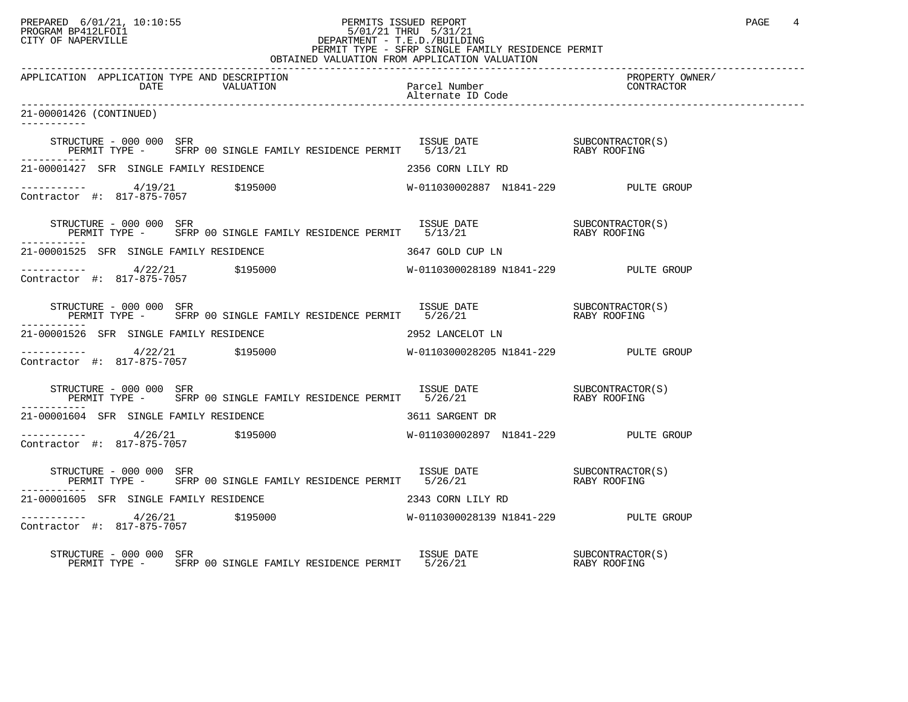PERMITS ISSUED REPORT
5/01/21 THRU 5/31/21
DEPARTMENT - T.E.D./BUILDING
PERMIT TYPE - SFRP SINGLE FAMILY RESIDENCE PERMIT
OBTAINED VALUATION FROM APPLICATION VALUATION

PREPARED 6/01/21, 10:10:55
PROGRAM BP412LFOI1
CITY OF NAPERVILLE

| APPLICATION | APPLICATION TYPE AND DESCRIPTION DATE | VALUATION | Parcel Number Alternate ID Code | PROPERTY OWNER/ CONTRACTOR |
|---|---|---|---|---|

21-00001426 (CONTINUED)

STRUCTURE - 000 000 SFR — ISSUE DATE — SUBCONTRACTOR(S)
PERMIT TYPE - SFRP 00 SINGLE FAMILY RESIDENCE PERMIT — 5/13/21 — RABY ROOFING

21-00001427 SFR SINGLE FAMILY RESIDENCE — 2356 CORN LILY RD
----------- 4/19/21 $195000 — W-011030002887 N1841-229 — PULTE GROUP
Contractor #: 817-875-7057

STRUCTURE - 000 000 SFR — ISSUE DATE — SUBCONTRACTOR(S)
PERMIT TYPE - SFRP 00 SINGLE FAMILY RESIDENCE PERMIT — 5/13/21 — RABY ROOFING

21-00001525 SFR SINGLE FAMILY RESIDENCE — 3647 GOLD CUP LN
----------- 4/22/21 $195000 — W-0110300028189 N1841-229 — PULTE GROUP
Contractor #: 817-875-7057

STRUCTURE - 000 000 SFR — ISSUE DATE — SUBCONTRACTOR(S)
PERMIT TYPE - SFRP 00 SINGLE FAMILY RESIDENCE PERMIT — 5/26/21 — RABY ROOFING

21-00001526 SFR SINGLE FAMILY RESIDENCE — 2952 LANCELOT LN
----------- 4/22/21 $195000 — W-0110300028205 N1841-229 — PULTE GROUP
Contractor #: 817-875-7057

STRUCTURE - 000 000 SFR — ISSUE DATE — SUBCONTRACTOR(S)
PERMIT TYPE - SFRP 00 SINGLE FAMILY RESIDENCE PERMIT — 5/26/21 — RABY ROOFING

21-00001604 SFR SINGLE FAMILY RESIDENCE — 3611 SARGENT DR
----------- 4/26/21 $195000 — W-011030002897 N1841-229 — PULTE GROUP
Contractor #: 817-875-7057

STRUCTURE - 000 000 SFR — ISSUE DATE — SUBCONTRACTOR(S)
PERMIT TYPE - SFRP 00 SINGLE FAMILY RESIDENCE PERMIT — 5/26/21 — RABY ROOFING

21-00001605 SFR SINGLE FAMILY RESIDENCE — 2343 CORN LILY RD
----------- 4/26/21 $195000 — W-0110300028139 N1841-229 — PULTE GROUP
Contractor #: 817-875-7057

STRUCTURE - 000 000 SFR — ISSUE DATE — SUBCONTRACTOR(S)
PERMIT TYPE - SFRP 00 SINGLE FAMILY RESIDENCE PERMIT — 5/26/21 — RABY ROOFING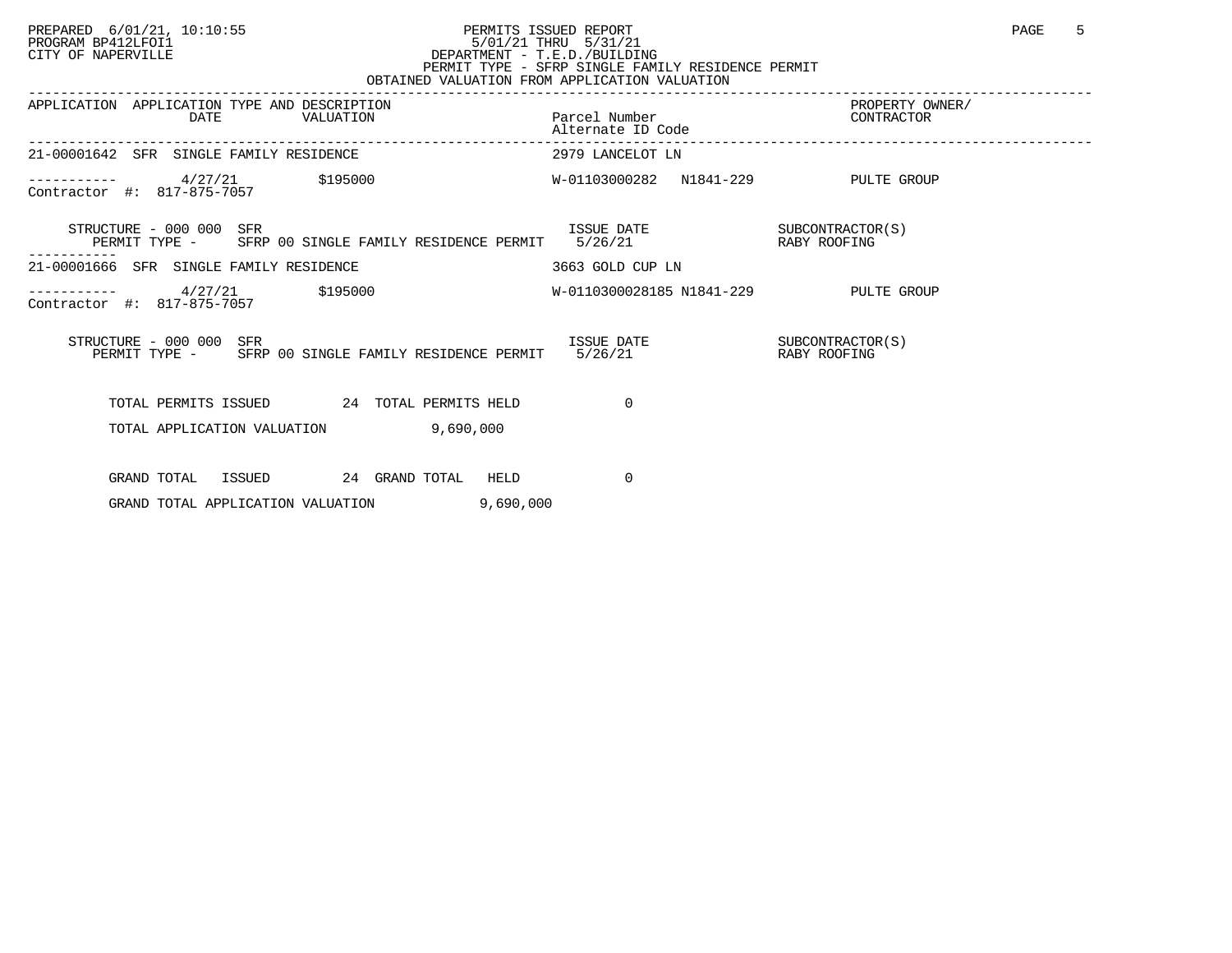PERMITS ISSUED REPORT
5/01/21 THRU 5/31/21
DEPARTMENT - T.E.D./BUILDING
PERMIT TYPE - SFRP SINGLE FAMILY RESIDENCE PERMIT
OBTAINED VALUATION FROM APPLICATION VALUATION

PREPARED 6/01/21, 10:10:55
PROGRAM BP412LFOI1
CITY OF NAPERVILLE

| APPLICATION | APPLICATION TYPE AND DESCRIPTION / DATE | VALUATION | Parcel Number / Alternate ID Code | PROPERTY OWNER/ CONTRACTOR |
|---|---|---|---|---|
| 21-00001642 | SFR SINGLE FAMILY RESIDENCE | | 2979 LANCELOT LN | |
| ----------- | 4/27/21 | $195000 | W-01103000282 N1841-229 | PULTE GROUP |
| Contractor #: 817-875-7057 | | | | |
| STRUCTURE - 000 000 SFR | PERMIT TYPE - SFRP 00 SINGLE FAMILY RESIDENCE PERMIT | | ISSUE DATE 5/26/21 | SUBCONTRACTOR(S) RABY ROOFING |
| 21-00001666 | SFR SINGLE FAMILY RESIDENCE | | 3663 GOLD CUP LN | |
| ----------- | 4/27/21 | $195000 | W-0110300028185 N1841-229 | PULTE GROUP |
| Contractor #: 817-875-7057 | | | | |
| STRUCTURE - 000 000 SFR | PERMIT TYPE - SFRP 00 SINGLE FAMILY RESIDENCE PERMIT | | ISSUE DATE 5/26/21 | SUBCONTRACTOR(S) RABY ROOFING |

TOTAL PERMITS ISSUED 24 TOTAL PERMITS HELD 0

TOTAL APPLICATION VALUATION 9,690,000

GRAND TOTAL ISSUED 24 GRAND TOTAL HELD 0

GRAND TOTAL APPLICATION VALUATION 9,690,000